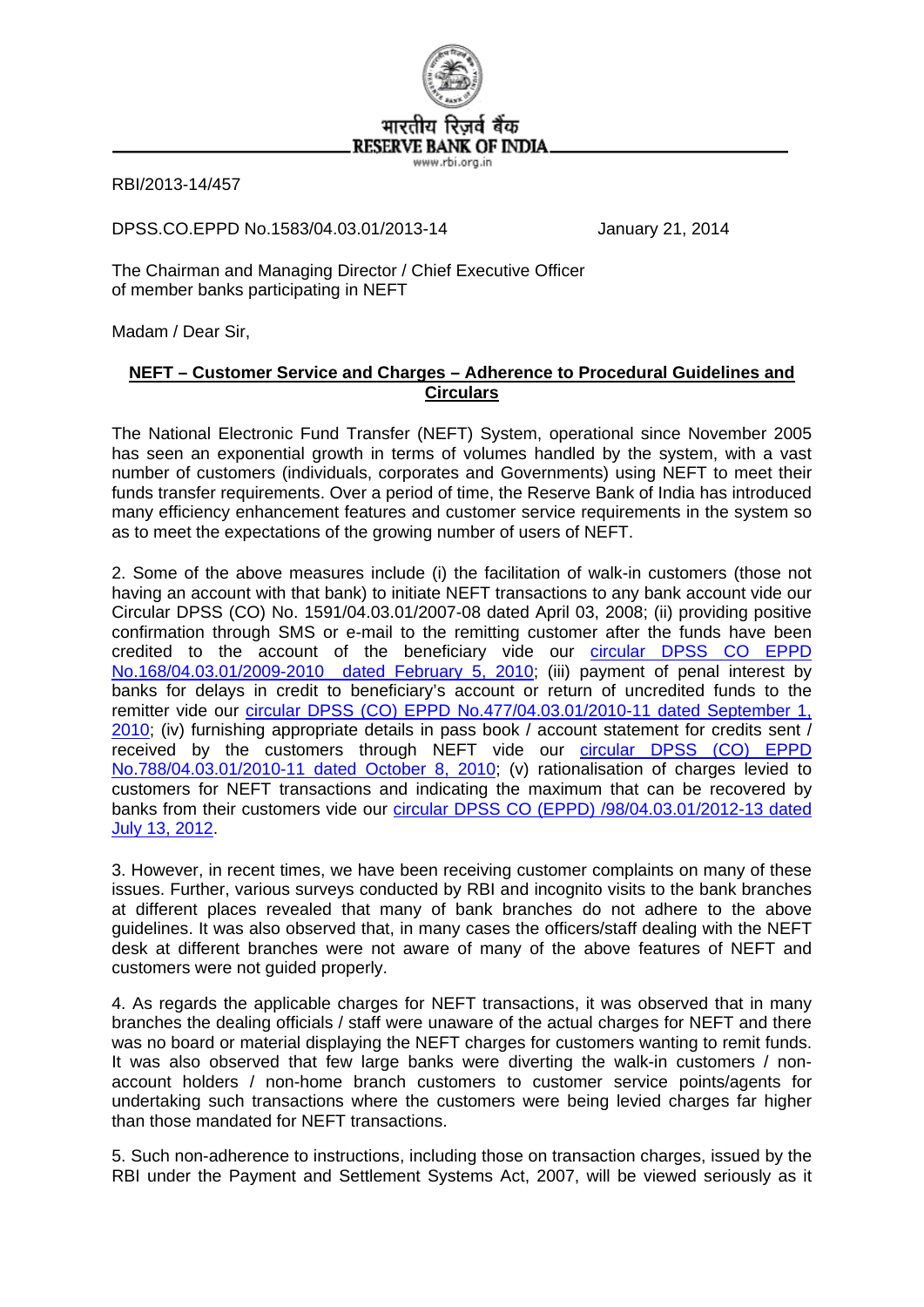भारतीय रिज़र्व बैंक
RESERVE BANK OF INDIA
www.rbi.org.in

RBI/2013-14/457

DPSS.CO.EPPD No.1583/04.03.01/2013-14 January 21, 2014

The Chairman and Managing Director / Chief Executive Officer
of member banks participating in NEFT

Madam / Dear Sir,

**NEFT – Customer Service and Charges – Adherence to Procedural Guidelines and Circulars**

The National Electronic Fund Transfer (NEFT) System, operational since November 2005 has seen an exponential growth in terms of volumes handled by the system, with a vast number of customers (individuals, corporates and Governments) using NEFT to meet their funds transfer requirements. Over a period of time, the Reserve Bank of India has introduced many efficiency enhancement features and customer service requirements in the system so as to meet the expectations of the growing number of users of NEFT.

2. Some of the above measures include (i) the facilitation of walk-in customers (those not having an account with that bank) to initiate NEFT transactions to any bank account vide our Circular DPSS (CO) No. 1591/04.03.01/2007-08 dated April 03, 2008; (ii) providing positive confirmation through SMS or e-mail to the remitting customer after the funds have been credited to the account of the beneficiary vide our circular DPSS CO EPPD No.168/04.03.01/2009-2010 dated February 5, 2010; (iii) payment of penal interest by banks for delays in credit to beneficiary's account or return of uncredited funds to the remitter vide our circular DPSS (CO) EPPD No.477/04.03.01/2010-11 dated September 1, 2010; (iv) furnishing appropriate details in pass book / account statement for credits sent / received by the customers through NEFT vide our circular DPSS (CO) EPPD No.788/04.03.01/2010-11 dated October 8, 2010; (v) rationalisation of charges levied to customers for NEFT transactions and indicating the maximum that can be recovered by banks from their customers vide our circular DPSS CO (EPPD) /98/04.03.01/2012-13 dated July 13, 2012.

3. However, in recent times, we have been receiving customer complaints on many of these issues. Further, various surveys conducted by RBI and incognito visits to the bank branches at different places revealed that many of bank branches do not adhere to the above guidelines. It was also observed that, in many cases the officers/staff dealing with the NEFT desk at different branches were not aware of many of the above features of NEFT and customers were not guided properly.

4. As regards the applicable charges for NEFT transactions, it was observed that in many branches the dealing officials / staff were unaware of the actual charges for NEFT and there was no board or material displaying the NEFT charges for customers wanting to remit funds. It was also observed that few large banks were diverting the walk-in customers / non-account holders / non-home branch customers to customer service points/agents for undertaking such transactions where the customers were being levied charges far higher than those mandated for NEFT transactions.

5. Such non-adherence to instructions, including those on transaction charges, issued by the RBI under the Payment and Settlement Systems Act, 2007, will be viewed seriously as it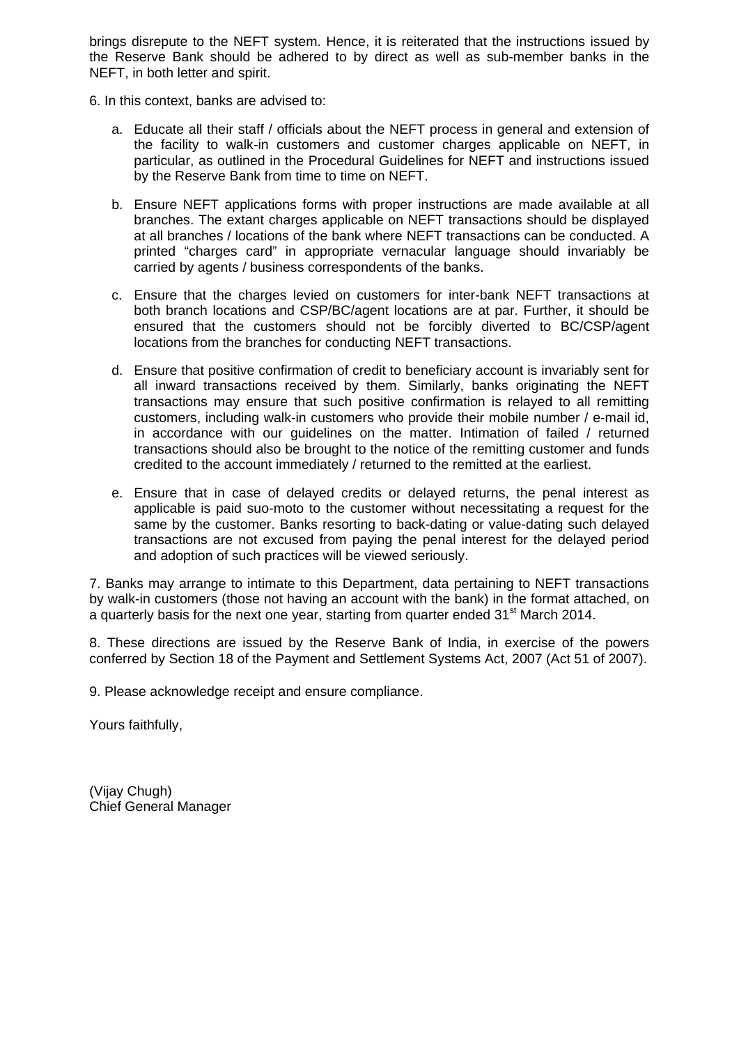brings disrepute to the NEFT system. Hence, it is reiterated that the instructions issued by the Reserve Bank should be adhered to by direct as well as sub-member banks in the NEFT, in both letter and spirit.

6. In this context, banks are advised to:

a. Educate all their staff / officials about the NEFT process in general and extension of the facility to walk-in customers and customer charges applicable on NEFT, in particular, as outlined in the Procedural Guidelines for NEFT and instructions issued by the Reserve Bank from time to time on NEFT.

b. Ensure NEFT applications forms with proper instructions are made available at all branches. The extant charges applicable on NEFT transactions should be displayed at all branches / locations of the bank where NEFT transactions can be conducted. A printed "charges card" in appropriate vernacular language should invariably be carried by agents / business correspondents of the banks.

c. Ensure that the charges levied on customers for inter-bank NEFT transactions at both branch locations and CSP/BC/agent locations are at par. Further, it should be ensured that the customers should not be forcibly diverted to BC/CSP/agent locations from the branches for conducting NEFT transactions.

d. Ensure that positive confirmation of credit to beneficiary account is invariably sent for all inward transactions received by them. Similarly, banks originating the NEFT transactions may ensure that such positive confirmation is relayed to all remitting customers, including walk-in customers who provide their mobile number / e-mail id, in accordance with our guidelines on the matter. Intimation of failed / returned transactions should also be brought to the notice of the remitting customer and funds credited to the account immediately / returned to the remitted at the earliest.

e. Ensure that in case of delayed credits or delayed returns, the penal interest as applicable is paid suo-moto to the customer without necessitating a request for the same by the customer. Banks resorting to back-dating or value-dating such delayed transactions are not excused from paying the penal interest for the delayed period and adoption of such practices will be viewed seriously.

7. Banks may arrange to intimate to this Department, data pertaining to NEFT transactions by walk-in customers (those not having an account with the bank) in the format attached, on a quarterly basis for the next one year, starting from quarter ended 31st March 2014.

8. These directions are issued by the Reserve Bank of India, in exercise of the powers conferred by Section 18 of the Payment and Settlement Systems Act, 2007 (Act 51 of 2007).

9. Please acknowledge receipt and ensure compliance.

Yours faithfully,

(Vijay Chugh)
Chief General Manager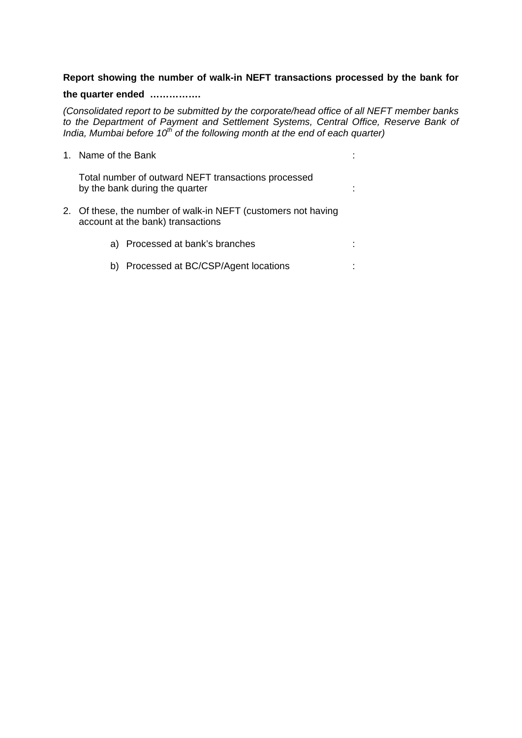**Report showing the number of walk-in NEFT transactions processed by the bank for the quarter ended …………….**

*(Consolidated report to be submitted by the corporate/head office of all NEFT member banks to the Department of Payment and Settlement Systems, Central Office, Reserve Bank of India, Mumbai before 10th of the following month at the end of each quarter)*

1. Name of the Bank :

   Total number of outward NEFT transactions processed by the bank during the quarter :

2. Of these, the number of walk-in NEFT (customers not having account at the bank) transactions

   a) Processed at bank's branches :

   b) Processed at BC/CSP/Agent locations :